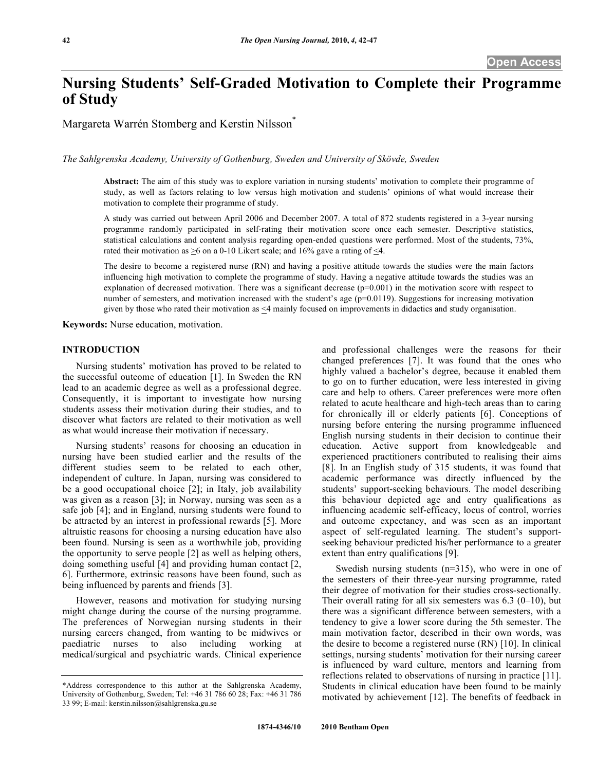# Nursing Students' Self-Graded Motivation to Complete their Programme of Study

Margareta Warrén Stomberg and Kerstin Nilsson*

*The Sahlgrenska Academy, University of Gothenburg, Sweden and University of Skövde, Sweden*

**Abstract:** The aim of this study was to explore variation in nursing students' motivation to complete their programme of study, as well as factors relating to low versus high motivation and students' opinions of what would increase their motivation to complete their programme of study.

A study was carried out between April 2006 and December 2007. A total of 872 students registered in a 3-year nursing programme randomly participated in self-rating their motivation score once each semester. Descriptive statistics, statistical calculations and content analysis regarding open-ended questions were performed. Most of the students, 73%, rated their motivation as $\geq 6$ on a 0-10 Likert scale; and 16% gave a rating of $\leq 4$.

The desire to become a registered nurse (RN) and having a positive attitude towards the studies were the main factors influencing high motivation to complete the programme of study. Having a negative attitude towards the studies was an explanation of decreased motivation. There was a significant decrease ($p=0.001$) in the motivation score with respect to number of semesters, and motivation increased with the student's age ($p=0.0119$). Suggestions for increasing motivation given by those who rated their motivation as $\leq 4$ mainly focused on improvements in didactics and study organisation.

**Keywords:** Nurse education, motivation.

## INTRODUCTION

Nursing students' motivation has proved to be related to the successful outcome of education [1]. In Sweden the RN lead to an academic degree as well as a professional degree. Consequently, it is important to investigate how nursing students assess their motivation during their studies, and to discover what factors are related to their motivation as well as what would increase their motivation if necessary.

Nursing students' reasons for choosing an education in nursing have been studied earlier and the results of the different studies seem to be related to each other, independent of culture. In Japan, nursing was considered to be a good occupational choice [2]; in Italy, job availability was given as a reason [3]; in Norway, nursing was seen as a safe job [4]; and in England, nursing students were found to be attracted by an interest in professional rewards [5]. More altruistic reasons for choosing a nursing education have also been found. Nursing is seen as a worthwhile job, providing the opportunity to serve people [2] as well as helping others, doing something useful [4] and providing human contact [2, 6]. Furthermore, extrinsic reasons have been found, such as being influenced by parents and friends [3].

However, reasons and motivation for studying nursing might change during the course of the nursing programme. The preferences of Norwegian nursing students in their nursing careers changed, from wanting to be midwives or paediatric nurses to also including working at medical/surgical and psychiatric wards. Clinical experience and professional challenges were the reasons for their changed preferences [7]. It was found that the ones who highly valued a bachelor's degree, because it enabled them to go on to further education, were less interested in giving care and help to others. Career preferences were more often related to acute healthcare and high-tech areas than to caring for chronically ill or elderly patients [6]. Conceptions of nursing before entering the nursing programme influenced English nursing students in their decision to continue their education. Active support from knowledgeable and experienced practitioners contributed to realising their aims [8]. In an English study of 315 students, it was found that academic performance was directly influenced by the students' support-seeking behaviours. The model describing this behaviour depicted age and entry qualifications as influencing academic self-efficacy, locus of control, worries and outcome expectancy, and was seen as an important aspect of self-regulated learning. The student's support-seeking behaviour predicted his/her performance to a greater extent than entry qualifications [9].

Swedish nursing students (n=315), who were in one of the semesters of their three-year nursing programme, rated their degree of motivation for their studies cross-sectionally. Their overall rating for all six semesters was 6.3 (0–10), but there was a significant difference between semesters, with a tendency to give a lower score during the 5th semester. The main motivation factor, described in their own words, was the desire to become a registered nurse (RN) [10]. In clinical settings, nursing students' motivation for their nursing career is influenced by ward culture, mentors and learning from reflections related to observations of nursing in practice [11]. Students in clinical education have been found to be mainly motivated by achievement [12]. The benefits of feedback in

*Address correspondence to this author at the Sahlgrenska Academy, University of Gothenburg, Sweden; Tel: +46 31 786 60 28; Fax: +46 31 786 33 99; E-mail: kerstin.nilsson@sahlgrenska.gu.se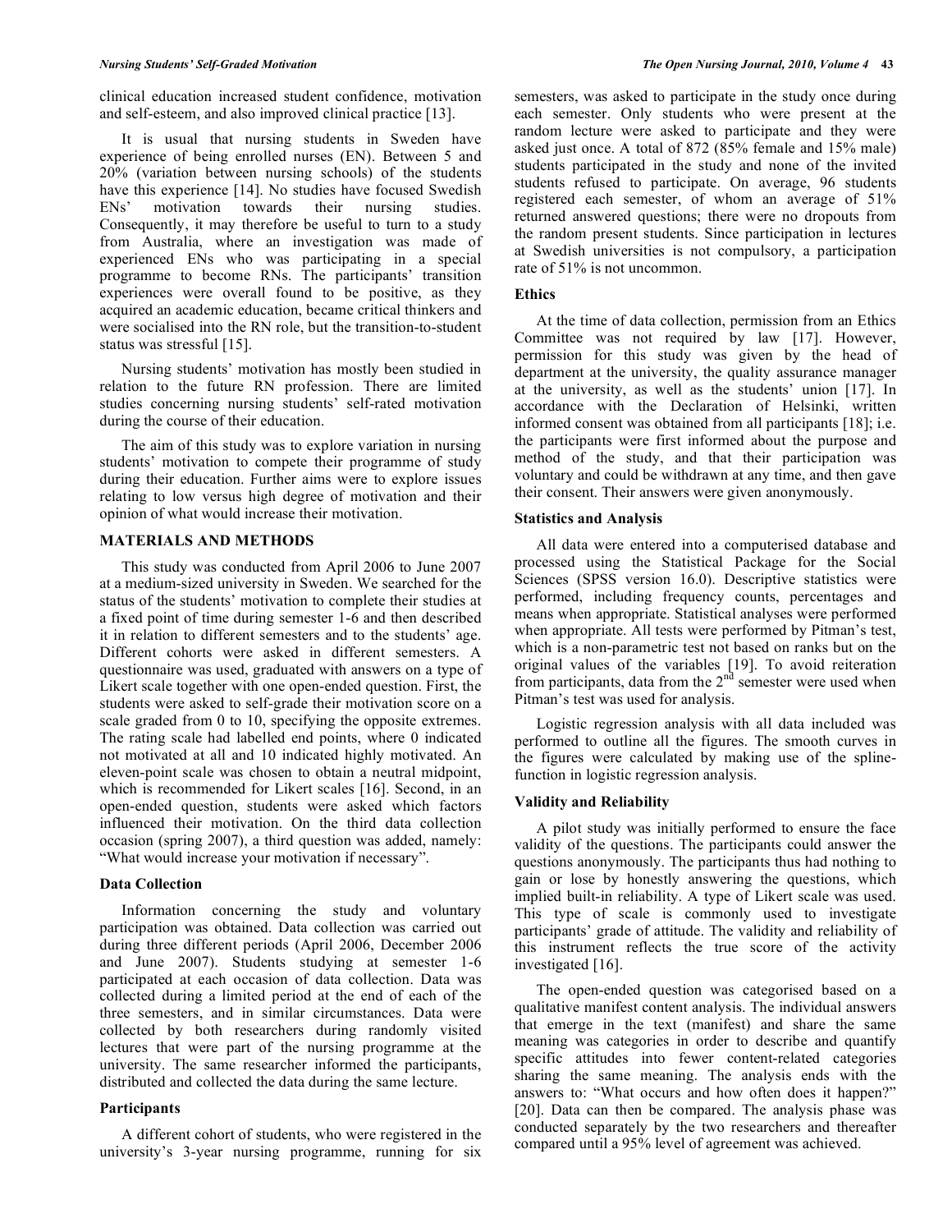clinical education increased student confidence, motivation and self-esteem, and also improved clinical practice [13].

It is usual that nursing students in Sweden have experience of being enrolled nurses (EN). Between 5 and 20% (variation between nursing schools) of the students have this experience [14]. No studies have focused Swedish ENs' motivation towards their nursing studies. Consequently, it may therefore be useful to turn to a study from Australia, where an investigation was made of experienced ENs who was participating in a special programme to become RNs. The participants' transition experiences were overall found to be positive, as they acquired an academic education, became critical thinkers and were socialised into the RN role, but the transition-to-student status was stressful [15].

Nursing students' motivation has mostly been studied in relation to the future RN profession. There are limited studies concerning nursing students' self-rated motivation during the course of their education.

The aim of this study was to explore variation in nursing students' motivation to compete their programme of study during their education. Further aims were to explore issues relating to low versus high degree of motivation and their opinion of what would increase their motivation.

## MATERIALS AND METHODS

This study was conducted from April 2006 to June 2007 at a medium-sized university in Sweden. We searched for the status of the students' motivation to complete their studies at a fixed point of time during semester 1-6 and then described it in relation to different semesters and to the students' age. Different cohorts were asked in different semesters. A questionnaire was used, graduated with answers on a type of Likert scale together with one open-ended question. First, the students were asked to self-grade their motivation score on a scale graded from 0 to 10, specifying the opposite extremes. The rating scale had labelled end points, where 0 indicated not motivated at all and 10 indicated highly motivated. An eleven-point scale was chosen to obtain a neutral midpoint, which is recommended for Likert scales [16]. Second, in an open-ended question, students were asked which factors influenced their motivation. On the third data collection occasion (spring 2007), a third question was added, namely: "What would increase your motivation if necessary".

### Data Collection

Information concerning the study and voluntary participation was obtained. Data collection was carried out during three different periods (April 2006, December 2006 and June 2007). Students studying at semester 1-6 participated at each occasion of data collection. Data was collected during a limited period at the end of each of the three semesters, and in similar circumstances. Data were collected by both researchers during randomly visited lectures that were part of the nursing programme at the university. The same researcher informed the participants, distributed and collected the data during the same lecture.

### Participants

A different cohort of students, who were registered in the university's 3-year nursing programme, running for six semesters, was asked to participate in the study once during each semester. Only students who were present at the random lecture were asked to participate and they were asked just once. A total of 872 (85% female and 15% male) students participated in the study and none of the invited students refused to participate. On average, 96 students registered each semester, of whom an average of 51% returned answered questions; there were no dropouts from the random present students. Since participation in lectures at Swedish universities is not compulsory, a participation rate of 51% is not uncommon.

### Ethics

At the time of data collection, permission from an Ethics Committee was not required by law [17]. However, permission for this study was given by the head of department at the university, the quality assurance manager at the university, as well as the students' union [17]. In accordance with the Declaration of Helsinki, written informed consent was obtained from all participants [18]; i.e. the participants were first informed about the purpose and method of the study, and that their participation was voluntary and could be withdrawn at any time, and then gave their consent. Their answers were given anonymously.

### Statistics and Analysis

All data were entered into a computerised database and processed using the Statistical Package for the Social Sciences (SPSS version 16.0). Descriptive statistics were performed, including frequency counts, percentages and means when appropriate. Statistical analyses were performed when appropriate. All tests were performed by Pitman's test, which is a non-parametric test not based on ranks but on the original values of the variables [19]. To avoid reiteration from participants, data from the 2nd semester were used when Pitman's test was used for analysis.

Logistic regression analysis with all data included was performed to outline all the figures. The smooth curves in the figures were calculated by making use of the spline-function in logistic regression analysis.

### Validity and Reliability

A pilot study was initially performed to ensure the face validity of the questions. The participants could answer the questions anonymously. The participants thus had nothing to gain or lose by honestly answering the questions, which implied built-in reliability. A type of Likert scale was used. This type of scale is commonly used to investigate participants' grade of attitude. The validity and reliability of this instrument reflects the true score of the activity investigated [16].

The open-ended question was categorised based on a qualitative manifest content analysis. The individual answers that emerge in the text (manifest) and share the same meaning was categories in order to describe and quantify specific attitudes into fewer content-related categories sharing the same meaning. The analysis ends with the answers to: "What occurs and how often does it happen?" [20]. Data can then be compared. The analysis phase was conducted separately by the two researchers and thereafter compared until a 95% level of agreement was achieved.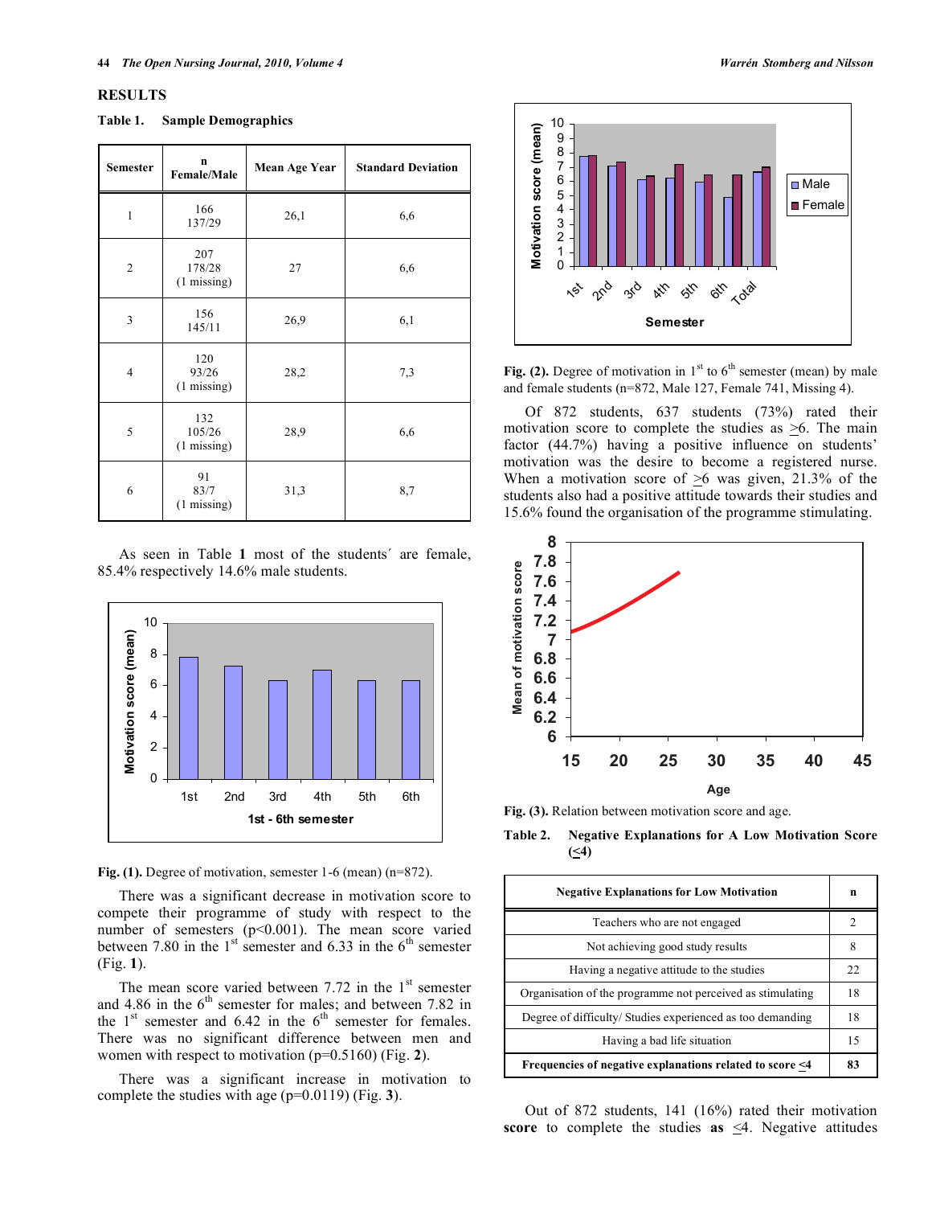## RESULTS

**Table 1. Sample Demographics**

| Semester | n Female/Male | Mean Age Year | Standard Deviation |
|---|---|---|---|
| 1 | 166 137/29 | 26,1 | 6,6 |
| 2 | 207 178/28 (1 missing) | 27 | 6,6 |
| 3 | 156 145/11 | 26,9 | 6,1 |
| 4 | 120 93/26 (1 missing) | 28,2 | 7,3 |
| 5 | 132 105/26 (1 missing) | 28,9 | 6,6 |
| 6 | 91 83/7 (1 missing) | 31,3 | 8,7 |

As seen in Table **1** most of the students´ are female, 85.4% respectively 14.6% male students.

**Fig. (1).** Degree of motivation, semester 1-6 (mean) (n=872).

There was a significant decrease in motivation score to compete their programme of study with respect to the number of semesters ($p<0.001$). The mean score varied between 7.80 in the 1st semester and 6.33 in the 6th semester (Fig. **1**).

The mean score varied between 7.72 in the 1st semester and 4.86 in the 6th semester for males; and between 7.82 in the 1st semester and 6.42 in the 6th semester for females. There was no significant difference between men and women with respect to motivation ($p=0.5160$) (Fig. **2**).

There was a significant increase in motivation to complete the studies with age ($p=0.0119$) (Fig. **3**).

**Fig. (2).** Degree of motivation in 1st to 6th semester (mean) by male and female students (n=872, Male 127, Female 741, Missing 4).

Of 872 students, 637 students (73%) rated their motivation score to complete the studies as $\geq$6. The main factor (44.7%) having a positive influence on students' motivation was the desire to become a registered nurse. When a motivation score of $\geq$6 was given, 21.3% of the students also had a positive attitude towards their studies and 15.6% found the organisation of the programme stimulating.

**Fig. (3).** Relation between motivation score and age.

**Table 2. Negative Explanations for A Low Motivation Score ($\leq$4)**

| Negative Explanations for Low Motivation | n |
|---|---|
| Teachers who are not engaged | 2 |
| Not achieving good study results | 8 |
| Having a negative attitude to the studies | 22 |
| Organisation of the programme not perceived as stimulating | 18 |
| Degree of difficulty/ Studies experienced as too demanding | 18 |
| Having a bad life situation | 15 |
| **Frequencies of negative explanations related to score $\leq$4** | **83** |

Out of 872 students, 141 (16%) rated their motivation **score** to complete the studies **as** $\leq$4. Negative attitudes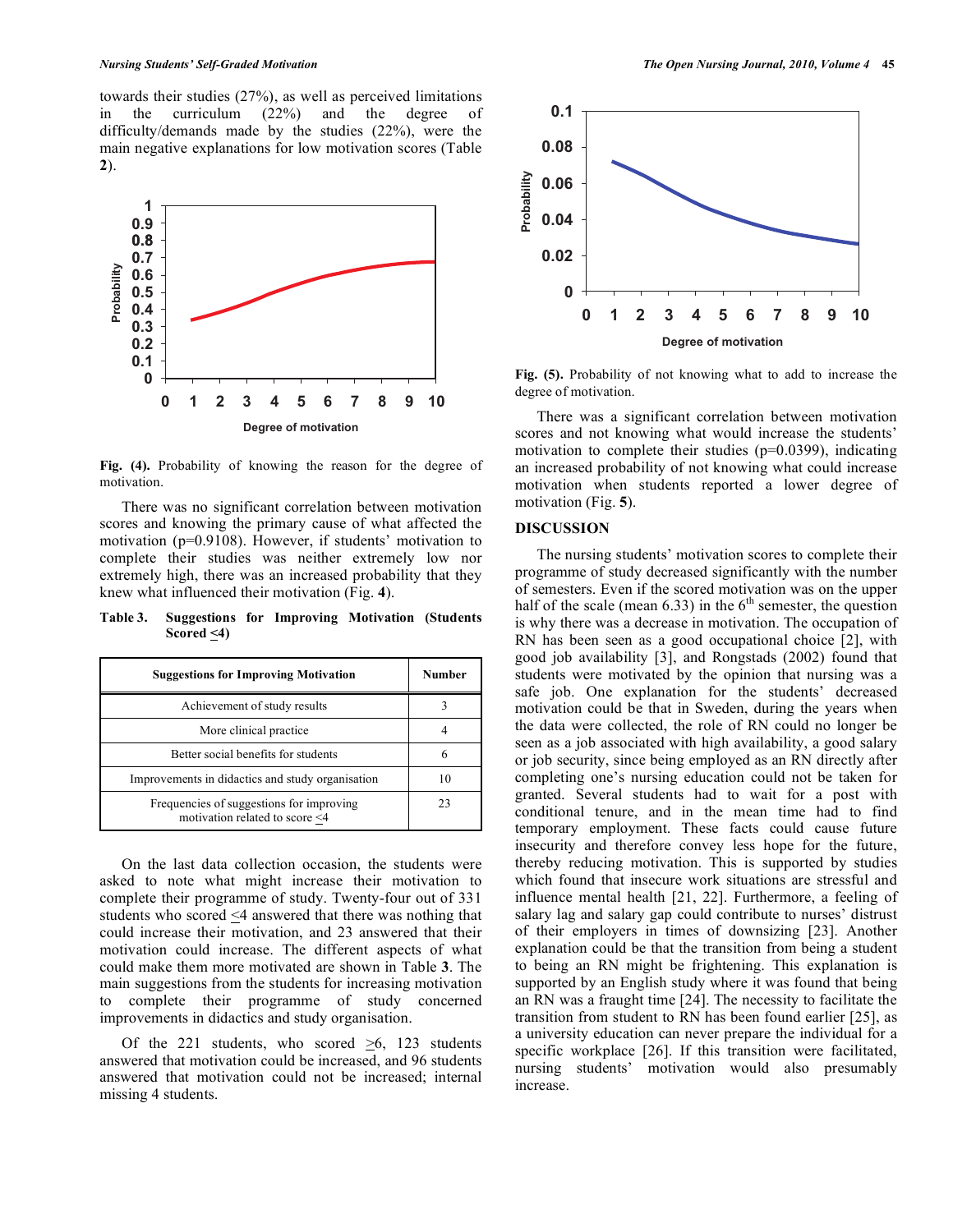towards their studies (27%), as well as perceived limitations in the curriculum (22%) and the degree of difficulty/demands made by the studies (22%), were the main negative explanations for low motivation scores (Table **2**).

**Fig. (4).** Probability of knowing the reason for the degree of motivation.

There was no significant correlation between motivation scores and knowing the primary cause of what affected the motivation (p=0.9108). However, if students' motivation to complete their studies was neither extremely low nor extremely high, there was an increased probability that they knew what influenced their motivation (Fig. **4**).

**Table 3. Suggestions for Improving Motivation (Students Scored ≤4)**

| Suggestions for Improving Motivation | Number |
|---|---|
| Achievement of study results | 3 |
| More clinical practice | 4 |
| Better social benefits for students | 6 |
| Improvements in didactics and study organisation | 10 |
| Frequencies of suggestions for improving motivation related to score ≤4 | 23 |

On the last data collection occasion, the students were asked to note what might increase their motivation to complete their programme of study. Twenty-four out of 331 students who scored ≤4 answered that there was nothing that could increase their motivation, and 23 answered that their motivation could increase. The different aspects of what could make them more motivated are shown in Table **3**. The main suggestions from the students for increasing motivation to complete their programme of study concerned improvements in didactics and study organisation.

Of the 221 students, who scored ≥6, 123 students answered that motivation could be increased, and 96 students answered that motivation could not be increased; internal missing 4 students.

**Fig. (5).** Probability of not knowing what to add to increase the degree of motivation.

There was a significant correlation between motivation scores and not knowing what would increase the students' motivation to complete their studies (p=0.0399), indicating an increased probability of not knowing what could increase motivation when students reported a lower degree of motivation (Fig. **5**).

## DISCUSSION

The nursing students' motivation scores to complete their programme of study decreased significantly with the number of semesters. Even if the scored motivation was on the upper half of the scale (mean 6.33) in the 6$^{th}$ semester, the question is why there was a decrease in motivation. The occupation of RN has been seen as a good occupational choice [2], with good job availability [3], and Rongstads (2002) found that students were motivated by the opinion that nursing was a safe job. One explanation for the students' decreased motivation could be that in Sweden, during the years when the data were collected, the role of RN could no longer be seen as a job associated with high availability, a good salary or job security, since being employed as an RN directly after completing one's nursing education could not be taken for granted. Several students had to wait for a post with conditional tenure, and in the mean time had to find temporary employment. These facts could cause future insecurity and therefore convey less hope for the future, thereby reducing motivation. This is supported by studies which found that insecure work situations are stressful and influence mental health [21, 22]. Furthermore, a feeling of salary lag and salary gap could contribute to nurses' distrust of their employers in times of downsizing [23]. Another explanation could be that the transition from being a student to being an RN might be frightening. This explanation is supported by an English study where it was found that being an RN was a fraught time [24]. The necessity to facilitate the transition from student to RN has been found earlier [25], as a university education can never prepare the individual for a specific workplace [26]. If this transition were facilitated, nursing students' motivation would also presumably increase.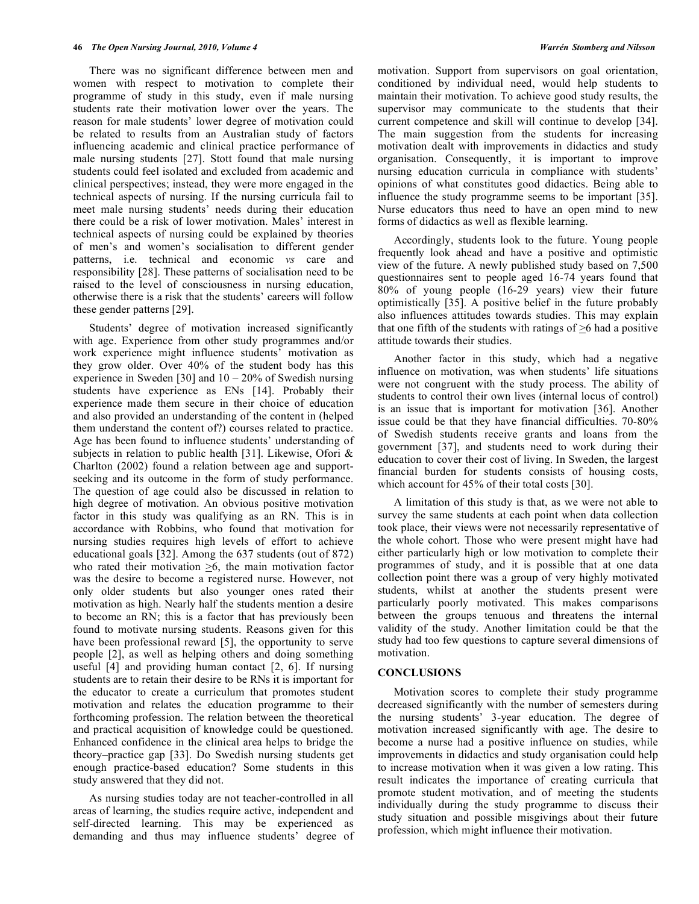There was no significant difference between men and women with respect to motivation to complete their programme of study in this study, even if male nursing students rate their motivation lower over the years. The reason for male students' lower degree of motivation could be related to results from an Australian study of factors influencing academic and clinical practice performance of male nursing students [27]. Stott found that male nursing students could feel isolated and excluded from academic and clinical perspectives; instead, they were more engaged in the technical aspects of nursing. If the nursing curricula fail to meet male nursing students' needs during their education there could be a risk of lower motivation. Males' interest in technical aspects of nursing could be explained by theories of men's and women's socialisation to different gender patterns, i.e. technical and economic *vs* care and responsibility [28]. These patterns of socialisation need to be raised to the level of consciousness in nursing education, otherwise there is a risk that the students' careers will follow these gender patterns [29].

Students' degree of motivation increased significantly with age. Experience from other study programmes and/or work experience might influence students' motivation as they grow older. Over 40% of the student body has this experience in Sweden [30] and 10 – 20% of Swedish nursing students have experience as ENs [14]. Probably their experience made them secure in their choice of education and also provided an understanding of the content in (helped them understand the content of?) courses related to practice. Age has been found to influence students' understanding of subjects in relation to public health [31]. Likewise, Ofori & Charlton (2002) found a relation between age and support-seeking and its outcome in the form of study performance. The question of age could also be discussed in relation to high degree of motivation. An obvious positive motivation factor in this study was qualifying as an RN. This is in accordance with Robbins, who found that motivation for nursing studies requires high levels of effort to achieve educational goals [32]. Among the 637 students (out of 872) who rated their motivation ≥6, the main motivation factor was the desire to become a registered nurse. However, not only older students but also younger ones rated their motivation as high. Nearly half the students mention a desire to become an RN; this is a factor that has previously been found to motivate nursing students. Reasons given for this have been professional reward [5], the opportunity to serve people [2], as well as helping others and doing something useful [4] and providing human contact [2, 6]. If nursing students are to retain their desire to be RNs it is important for the educator to create a curriculum that promotes student motivation and relates the education programme to their forthcoming profession. The relation between the theoretical and practical acquisition of knowledge could be questioned. Enhanced confidence in the clinical area helps to bridge the theory–practice gap [33]. Do Swedish nursing students get enough practice-based education? Some students in this study answered that they did not.

As nursing studies today are not teacher-controlled in all areas of learning, the studies require active, independent and self-directed learning. This may be experienced as demanding and thus may influence students' degree of motivation. Support from supervisors on goal orientation, conditioned by individual need, would help students to maintain their motivation. To achieve good study results, the supervisor may communicate to the students that their current competence and skill will continue to develop [34]. The main suggestion from the students for increasing motivation dealt with improvements in didactics and study organisation. Consequently, it is important to improve nursing education curricula in compliance with students' opinions of what constitutes good didactics. Being able to influence the study programme seems to be important [35]. Nurse educators thus need to have an open mind to new forms of didactics as well as flexible learning.

Accordingly, students look to the future. Young people frequently look ahead and have a positive and optimistic view of the future. A newly published study based on 7,500 questionnaires sent to people aged 16-74 years found that 80% of young people (16-29 years) view their future optimistically [35]. A positive belief in the future probably also influences attitudes towards studies. This may explain that one fifth of the students with ratings of ≥6 had a positive attitude towards their studies.

Another factor in this study, which had a negative influence on motivation, was when students' life situations were not congruent with the study process. The ability of students to control their own lives (internal locus of control) is an issue that is important for motivation [36]. Another issue could be that they have financial difficulties. 70-80% of Swedish students receive grants and loans from the government [37], and students need to work during their education to cover their cost of living. In Sweden, the largest financial burden for students consists of housing costs, which account for 45% of their total costs [30].

A limitation of this study is that, as we were not able to survey the same students at each point when data collection took place, their views were not necessarily representative of the whole cohort. Those who were present might have had either particularly high or low motivation to complete their programmes of study, and it is possible that at one data collection point there was a group of very highly motivated students, whilst at another the students present were particularly poorly motivated. This makes comparisons between the groups tenuous and threatens the internal validity of the study. Another limitation could be that the study had too few questions to capture several dimensions of motivation.

## CONCLUSIONS

Motivation scores to complete their study programme decreased significantly with the number of semesters during the nursing students' 3-year education. The degree of motivation increased significantly with age. The desire to become a nurse had a positive influence on studies, while improvements in didactics and study organisation could help to increase motivation when it was given a low rating. This result indicates the importance of creating curricula that promote student motivation, and of meeting the students individually during the study programme to discuss their study situation and possible misgivings about their future profession, which might influence their motivation.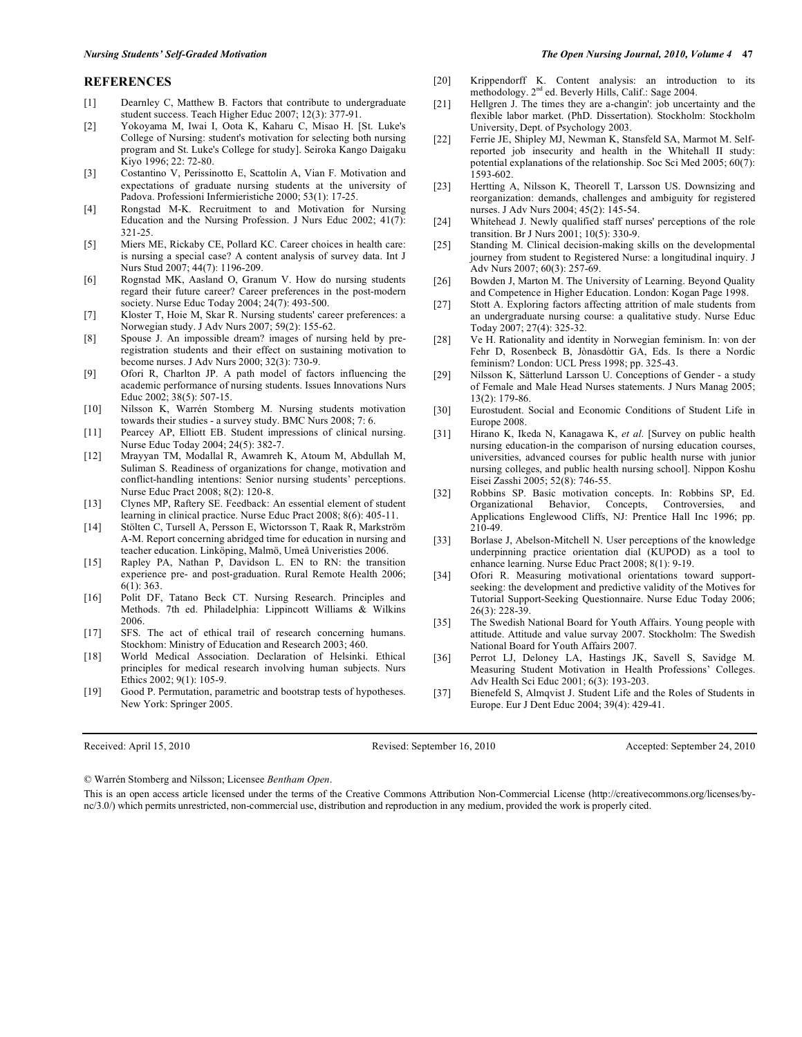## REFERENCES

[1] Dearnley C, Matthew B. Factors that contribute to undergraduate student success. Teach Higher Educ 2007; 12(3): 377-91.

[2] Yokoyama M, Iwai I, Oota K, Kaharu C, Misao H. [St. Luke's College of Nursing: student's motivation for selecting both nursing program and St. Luke's College for study]. Seiroka Kango Daigaku Kiyo 1996; 22: 72-80.

[3] Costantino V, Perissinotto E, Scattolin A, Vian F. Motivation and expectations of graduate nursing students at the university of Padova. Professioni Infermieristiche 2000; 53(1): 17-25.

[4] Rongstad M-K. Recruitment to and Motivation for Nursing Education and the Nursing Profession. J Nurs Educ 2002; 41(7): 321-25.

[5] Miers ME, Rickaby CE, Pollard KC. Career choices in health care: is nursing a special case? A content analysis of survey data. Int J Nurs Stud 2007; 44(7): 1196-209.

[6] Rognstad MK, Aasland O, Granum V. How do nursing students regard their future career? Career preferences in the post-modern society. Nurse Educ Today 2004; 24(7): 493-500.

[7] Kloster T, Hoie M, Skar R. Nursing students' career preferences: a Norwegian study. J Adv Nurs 2007; 59(2): 155-62.

[8] Spouse J. An impossible dream? images of nursing held by pre-registration students and their effect on sustaining motivation to become nurses. J Adv Nurs 2000; 32(3): 730-9.

[9] Ofori R, Charlton JP. A path model of factors influencing the academic performance of nursing students. Issues Innovations Nurs Educ 2002; 38(5): 507-15.

[10] Nilsson K, Warrén Stomberg M. Nursing students motivation towards their studies - a survey study. BMC Nurs 2008; 7: 6.

[11] Pearcey AP, Elliott EB. Student impressions of clinical nursing. Nurse Educ Today 2004; 24(5): 382-7.

[12] Mrayyan TM, Modallal R, Awamreh K, Atoum M, Abdullah M, Suliman S. Readiness of organizations for change, motivation and conflict-handling intentions: Senior nursing students' perceptions. Nurse Educ Pract 2008; 8(2): 120-8.

[13] Clynes MP, Raftery SE. Feedback: An essential element of student learning in clinical practice. Nurse Educ Pract 2008; 8(6): 405-11.

[14] Stölten C, Tursell A, Persson E, Wictorsson T, Raak R, Markström A-M. Report concerning abridged time for education in nursing and teacher education. Linköping, Malmö, Umeå Univeristies 2006.

[15] Rapley PA, Nathan P, Davidson L. EN to RN: the transition experience pre- and post-graduation. Rural Remote Health 2006; 6(1): 363.

[16] Polit DF, Tatano Beck CT. Nursing Research. Principles and Methods. 7th ed. Philadelphia: Lippincott Williams & Wilkins 2006.

[17] SFS. The act of ethical trail of research concerning humans. Stockhom: Ministry of Education and Research 2003; 460.

[18] World Medical Association. Declaration of Helsinki. Ethical principles for medical research involving human subjects. Nurs Ethics 2002; 9(1): 105-9.

[19] Good P. Permutation, parametric and bootstrap tests of hypotheses. New York: Springer 2005.

[20] Krippendorff K. Content analysis: an introduction to its methodology. 2nd ed. Beverly Hills, Calif.: Sage 2004.

[21] Hellgren J. The times they are a-changin': job uncertainty and the flexible labor market. (PhD. Dissertation). Stockholm: Stockholm University, Dept. of Psychology 2003.

[22] Ferrie JE, Shipley MJ, Newman K, Stansfeld SA, Marmot M. Self-reported job insecurity and health in the Whitehall II study: potential explanations of the relationship. Soc Sci Med 2005; 60(7): 1593-602.

[23] Hertting A, Nilsson K, Theorell T, Larsson US. Downsizing and reorganization: demands, challenges and ambiguity for registered nurses. J Adv Nurs 2004; 45(2): 145-54.

[24] Whitehead J. Newly qualified staff nurses' perceptions of the role transition. Br J Nurs 2001; 10(5): 330-9.

[25] Standing M. Clinical decision-making skills on the developmental journey from student to Registered Nurse: a longitudinal inquiry. J Adv Nurs 2007; 60(3): 257-69.

[26] Bowden J, Marton M. The University of Learning. Beyond Quality and Competence in Higher Education. London: Kogan Page 1998.

[27] Stott A. Exploring factors affecting attrition of male students from an undergraduate nursing course: a qualitative study. Nurse Educ Today 2007; 27(4): 325-32.

[28] Ve H. Rationality and identity in Norwegian feminism. In: von der Fehr D, Rosenbeck B, Jònasdòttir GA, Eds. Is there a Nordic feminism? London: UCL Press 1998; pp. 325-43.

[29] Nilsson K, Sätterlund Larsson U. Conceptions of Gender - a study of Female and Male Head Nurses statements. J Nurs Manag 2005; 13(2): 179-86.

[30] Eurostudent. Social and Economic Conditions of Student Life in Europe 2008.

[31] Hirano K, Ikeda N, Kanagawa K, *et al.* [Survey on public health nursing education-in the comparison of nursing education courses, universities, advanced courses for public health nurse with junior nursing colleges, and public health nursing school]. Nippon Koshu Eisei Zasshi 2005; 52(8): 746-55.

[32] Robbins SP. Basic motivation concepts. In: Robbins SP, Ed. Organizational Behavior, Concepts, Controversies, and Applications Englewood Cliffs, NJ: Prentice Hall Inc 1996; pp. 210-49.

[33] Borlase J, Abelson-Mitchell N. User perceptions of the knowledge underpinning practice orientation dial (KUPOD) as a tool to enhance learning. Nurse Educ Pract 2008; 8(1): 9-19.

[34] Ofori R. Measuring motivational orientations toward support-seeking: the development and predictive validity of the Motives for Tutorial Support-Seeking Questionnaire. Nurse Educ Today 2006; 26(3): 228-39.

[35] The Swedish National Board for Youth Affairs. Young people with attitude. Attitude and value survay 2007. Stockholm: The Swedish National Board for Youth Affairs 2007.

[36] Perrot LJ, Deloney LA, Hastings JK, Savell S, Savidge M. Measuring Student Motivation in Health Professions' Colleges. Adv Health Sci Educ 2001; 6(3): 193-203.

[37] Bienefeld S, Almqvist J. Student Life and the Roles of Students in Europe. Eur J Dent Educ 2004; 39(4): 429-41.

Received: April 15, 2010 Revised: September 16, 2010 Accepted: September 24, 2010

© Warrén Stomberg and Nilsson; Licensee *Bentham Open*.

This is an open access article licensed under the terms of the Creative Commons Attribution Non-Commercial License (http://creativecommons.org/licenses/by-nc/3.0/) which permits unrestricted, non-commercial use, distribution and reproduction in any medium, provided the work is properly cited.